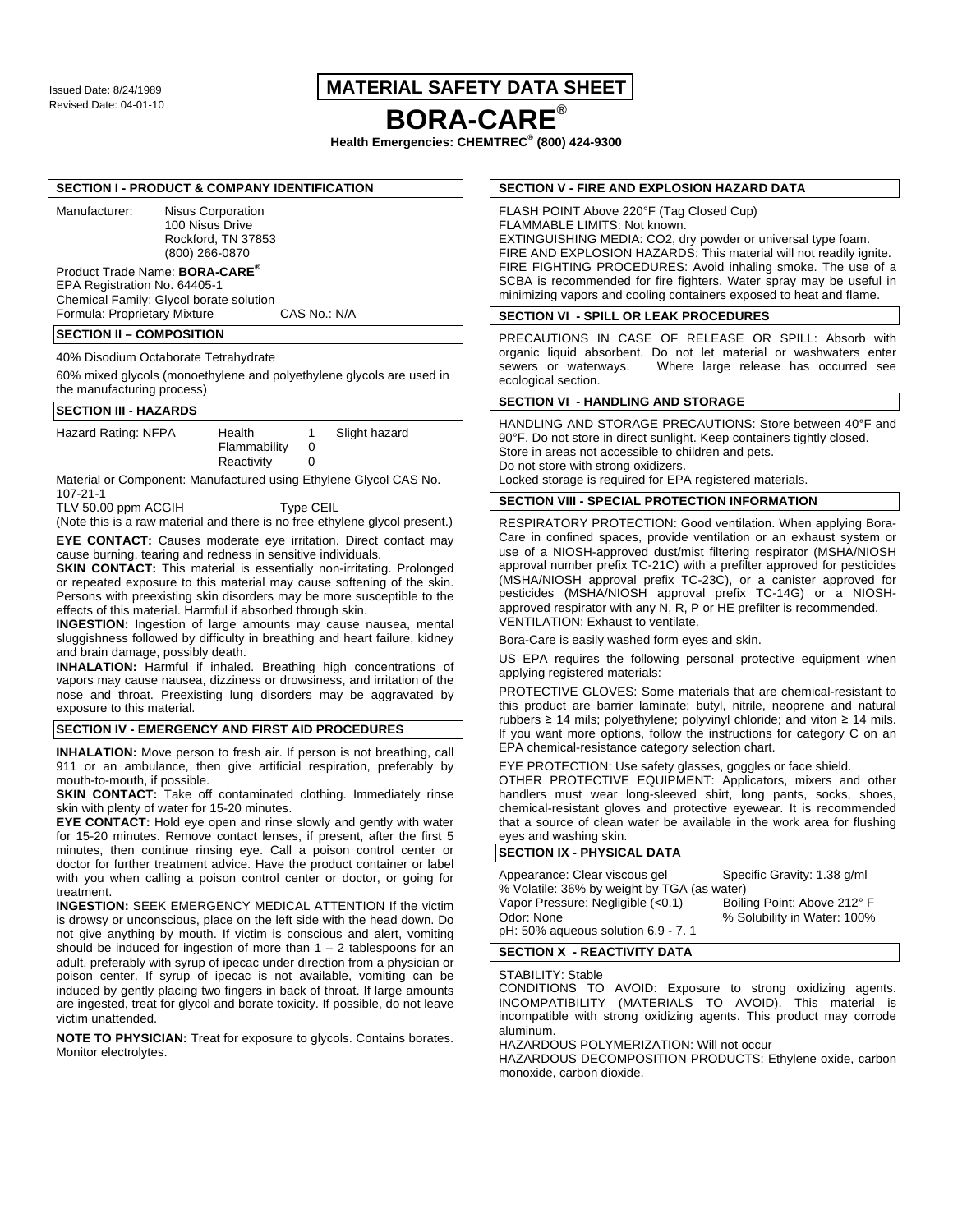Issued Date: 8/24/1989
Revised Date: 04-01-10

# MATERIAL SAFETY DATA SHEET

# BORA-CARE®

**Health Emergencies: CHEMTREC® (800) 424-9300**

## SECTION I - PRODUCT & COMPANY IDENTIFICATION

Manufacturer: Nisus Corporation
100 Nisus Drive
Rockford, TN 37853
(800) 266-0870

Product Trade Name: **BORA-CARE®**
EPA Registration No. 64405-1
Chemical Family: Glycol borate solution
Formula: Proprietary Mixture CAS No.: N/A

## SECTION II – COMPOSITION

40% Disodium Octaborate Tetrahydrate

60% mixed glycols (monoethylene and polyethylene glycols are used in the manufacturing process)

## SECTION III - HAZARDS

| Hazard Rating: NFPA | | | |
|---|---|---|---|
| | Health | 1 | Slight hazard |
| | Flammability | 0 | |
| | Reactivity | 0 | |

Material or Component: Manufactured using Ethylene Glycol CAS No. 107-21-1
TLV 50.00 ppm ACGIH Type CEIL
(Note this is a raw material and there is no free ethylene glycol present.)

**EYE CONTACT:** Causes moderate eye irritation. Direct contact may cause burning, tearing and redness in sensitive individuals.
**SKIN CONTACT:** This material is essentially non-irritating. Prolonged or repeated exposure to this material may cause softening of the skin. Persons with preexisting skin disorders may be more susceptible to the effects of this material. Harmful if absorbed through skin.
**INGESTION:** Ingestion of large amounts may cause nausea, mental sluggishness followed by difficulty in breathing and heart failure, kidney and brain damage, possibly death.
**INHALATION:** Harmful if inhaled. Breathing high concentrations of vapors may cause nausea, dizziness or drowsiness, and irritation of the nose and throat. Preexisting lung disorders may be aggravated by exposure to this material.

## SECTION IV - EMERGENCY AND FIRST AID PROCEDURES

**INHALATION:** Move person to fresh air. If person is not breathing, call 911 or an ambulance, then give artificial respiration, preferably by mouth-to-mouth, if possible.
**SKIN CONTACT:** Take off contaminated clothing. Immediately rinse skin with plenty of water for 15-20 minutes.
**EYE CONTACT:** Hold eye open and rinse slowly and gently with water for 15-20 minutes. Remove contact lenses, if present, after the first 5 minutes, then continue rinsing eye. Call a poison control center or doctor for further treatment advice. Have the product container or label with you when calling a poison control center or doctor, or going for treatment.
**INGESTION:** SEEK EMERGENCY MEDICAL ATTENTION If the victim is drowsy or unconscious, place on the left side with the head down. Do not give anything by mouth. If victim is conscious and alert, vomiting should be induced for ingestion of more than 1 – 2 tablespoons for an adult, preferably with syrup of ipecac under direction from a physician or poison center. If syrup of ipecac is not available, vomiting can be induced by gently placing two fingers in back of throat. If large amounts are ingested, treat for glycol and borate toxicity. If possible, do not leave victim unattended.

**NOTE TO PHYSICIAN:** Treat for exposure to glycols. Contains borates. Monitor electrolytes.

## SECTION V - FIRE AND EXPLOSION HAZARD DATA

FLASH POINT Above 220°F (Tag Closed Cup)
FLAMMABLE LIMITS: Not known.
EXTINGUISHING MEDIA: CO2, dry powder or universal type foam.
FIRE AND EXPLOSION HAZARDS: This material will not readily ignite.
FIRE FIGHTING PROCEDURES: Avoid inhaling smoke. The use of a SCBA is recommended for fire fighters. Water spray may be useful in minimizing vapors and cooling containers exposed to heat and flame.

## SECTION VI - SPILL OR LEAK PROCEDURES

PRECAUTIONS IN CASE OF RELEASE OR SPILL: Absorb with organic liquid absorbent. Do not let material or washwaters enter sewers or waterways. Where large release has occurred see ecological section.

## SECTION VI - HANDLING AND STORAGE

HANDLING AND STORAGE PRECAUTIONS: Store between 40°F and 90°F. Do not store in direct sunlight. Keep containers tightly closed.
Store in areas not accessible to children and pets.
Do not store with strong oxidizers.
Locked storage is required for EPA registered materials.

## SECTION VIII - SPECIAL PROTECTION INFORMATION

RESPIRATORY PROTECTION: Good ventilation. When applying Bora-Care in confined spaces, provide ventilation or an exhaust system or use of a NIOSH-approved dust/mist filtering respirator (MSHA/NIOSH approval number prefix TC-21C) with a prefilter approved for pesticides (MSHA/NIOSH approval prefix TC-23C), or a canister approved for pesticides (MSHA/NIOSH approval prefix TC-14G) or a NIOSH-approved respirator with any N, R, P or HE prefilter is recommended.
VENTILATION: Exhaust to ventilate.

Bora-Care is easily washed form eyes and skin.

US EPA requires the following personal protective equipment when applying registered materials:

PROTECTIVE GLOVES: Some materials that are chemical-resistant to this product are barrier laminate; butyl, nitrile, neoprene and natural rubbers ≥ 14 mils; polyethylene; polyvinyl chloride; and viton ≥ 14 mils. If you want more options, follow the instructions for category C on an EPA chemical-resistance category selection chart.

EYE PROTECTION: Use safety glasses, goggles or face shield.
OTHER PROTECTIVE EQUIPMENT: Applicators, mixers and other handlers must wear long-sleeved shirt, long pants, socks, shoes, chemical-resistant gloves and protective eyewear. It is recommended that a source of clean water be available in the work area for flushing eyes and washing skin.

## SECTION IX - PHYSICAL DATA

Appearance: Clear viscous gel
Specific Gravity: 1.38 g/ml
% Volatile: 36% by weight by TGA (as water)
Vapor Pressure: Negligible (<0.1)
Boiling Point: Above 212° F
Odor: None
% Solubility in Water: 100%
pH: 50% aqueous solution 6.9 - 7. 1

## SECTION X - REACTIVITY DATA

STABILITY: Stable
CONDITIONS TO AVOID: Exposure to strong oxidizing agents.
INCOMPATIBILITY (MATERIALS TO AVOID). This material is incompatible with strong oxidizing agents. This product may corrode aluminum.
HAZARDOUS POLYMERIZATION: Will not occur
HAZARDOUS DECOMPOSITION PRODUCTS: Ethylene oxide, carbon monoxide, carbon dioxide.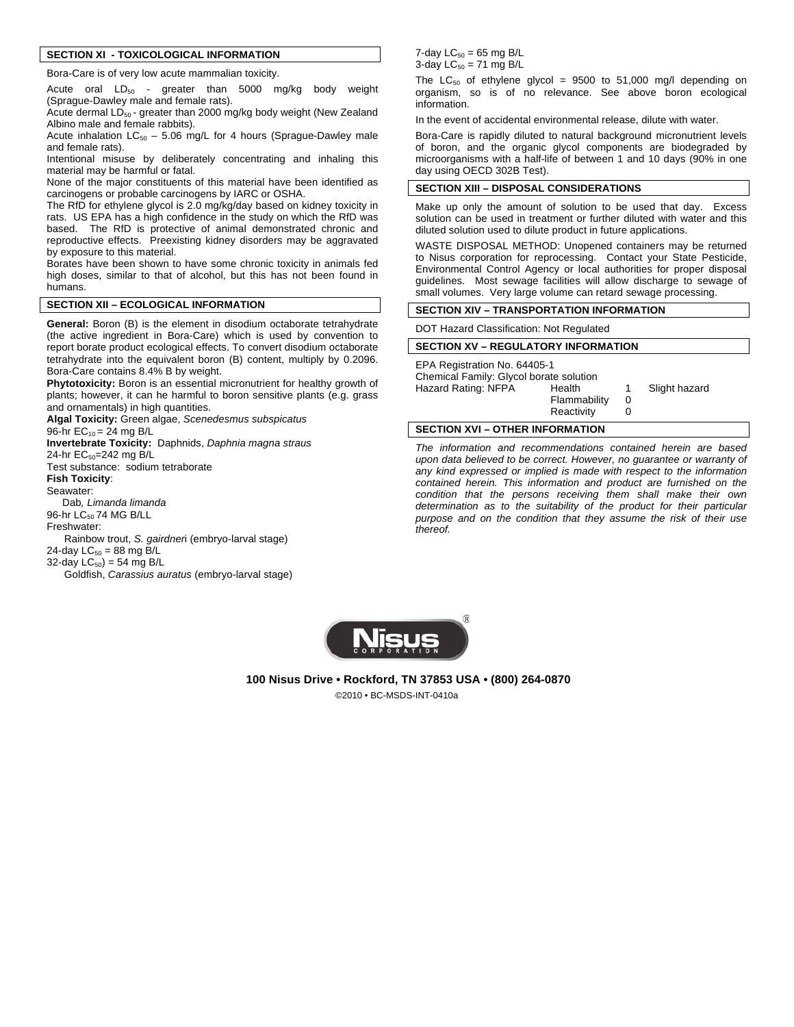## SECTION XI - TOXICOLOGICAL INFORMATION

Bora-Care is of very low acute mammalian toxicity.

Acute oral $LD_{50}$ - greater than 5000 mg/kg body weight (Sprague-Dawley male and female rats).
Acute dermal $LD_{50}$ - greater than 2000 mg/kg body weight (New Zealand Albino male and female rabbits).
Acute inhalation $LC_{50}$ – 5.06 mg/L for 4 hours (Sprague-Dawley male and female rats).
Intentional misuse by deliberately concentrating and inhaling this material may be harmful or fatal.
None of the major constituents of this material have been identified as carcinogens or probable carcinogens by IARC or OSHA.
The RfD for ethylene glycol is 2.0 mg/kg/day based on kidney toxicity in rats. US EPA has a high confidence in the study on which the RfD was based. The RfD is protective of animal demonstrated chronic and reproductive effects. Preexisting kidney disorders may be aggravated by exposure to this material.
Borates have been shown to have some chronic toxicity in animals fed high doses, similar to that of alcohol, but this has not been found in humans.

## SECTION XII – ECOLOGICAL INFORMATION

**General:** Boron (B) is the element in disodium octaborate tetrahydrate (the active ingredient in Bora-Care) which is used by convention to report borate product ecological effects. To convert disodium octaborate tetrahydrate into the equivalent boron (B) content, multiply by 0.2096. Bora-Care contains 8.4% B by weight.
**Phytotoxicity:** Boron is an essential micronutrient for healthy growth of plants; however, it can he harmful to boron sensitive plants (e.g. grass and ornamentals) in high quantities.
**Algal Toxicity:** Green algae, *Scenedesmus subspicatus*
96-hr $EC_{10}$ = 24 mg B/L
**Invertebrate Toxicity:** Daphnids, *Daphnia magna straus*
24-hr $EC_{50}$=242 mg B/L
Test substance: sodium tetraborate
**Fish Toxicity**:
Seawater:
Dab*, Limanda limanda*
96-hr $LC_{50}$ 74 MG B/LL
Freshwater:
Rainbow trout, *S. gairdner*i (embryo-larval stage)
24-day $LC_{50}$ = 88 mg B/L
32-day $LC_{50}$) = 54 mg B/L
Goldfish, *Carassius auratus* (embryo-larval stage)
7-day $LC_{50}$ = 65 mg B/L
3-day $LC_{50}$ = 71 mg B/L

The $LC_{50}$ of ethylene glycol = 9500 to 51,000 mg/l depending on organism, so is of no relevance. See above boron ecological information.

In the event of accidental environmental release, dilute with water.

Bora-Care is rapidly diluted to natural background micronutrient levels of boron, and the organic glycol components are biodegraded by microorganisms with a half-life of between 1 and 10 days (90% in one day using OECD 302B Test).

## SECTION XIII – DISPOSAL CONSIDERATIONS

Make up only the amount of solution to be used that day. Excess solution can be used in treatment or further diluted with water and this diluted solution used to dilute product in future applications.

WASTE DISPOSAL METHOD: Unopened containers may be returned to Nisus corporation for reprocessing. Contact your State Pesticide, Environmental Control Agency or local authorities for proper disposal guidelines. Most sewage facilities will allow discharge to sewage of small volumes. Very large volume can retard sewage processing.

## SECTION XIV – TRANSPORTATION INFORMATION

DOT Hazard Classification: Not Regulated

## SECTION XV – REGULATORY INFORMATION

EPA Registration No. 64405-1
Chemical Family: Glycol borate solution

| | | | |
|---|---|---|---|
| Hazard Rating: NFPA | Health | 1 | Slight hazard |
| | Flammability | 0 | |
| | Reactivity | 0 | |

## SECTION XVI – OTHER INFORMATION

*The information and recommendations contained herein are based upon data believed to be correct. However, no guarantee or warranty of any kind expressed or implied is made with respect to the information contained herein. This information and product are furnished on the condition that the persons receiving them shall make their own determination as to the suitability of the product for their particular purpose and on the condition that they assume the risk of their use thereof.*

Nisus® CORPORATION

**100 Nisus Drive • Rockford, TN 37853 USA • (800) 264-0870**

©2010 • BC-MSDS-INT-0410a